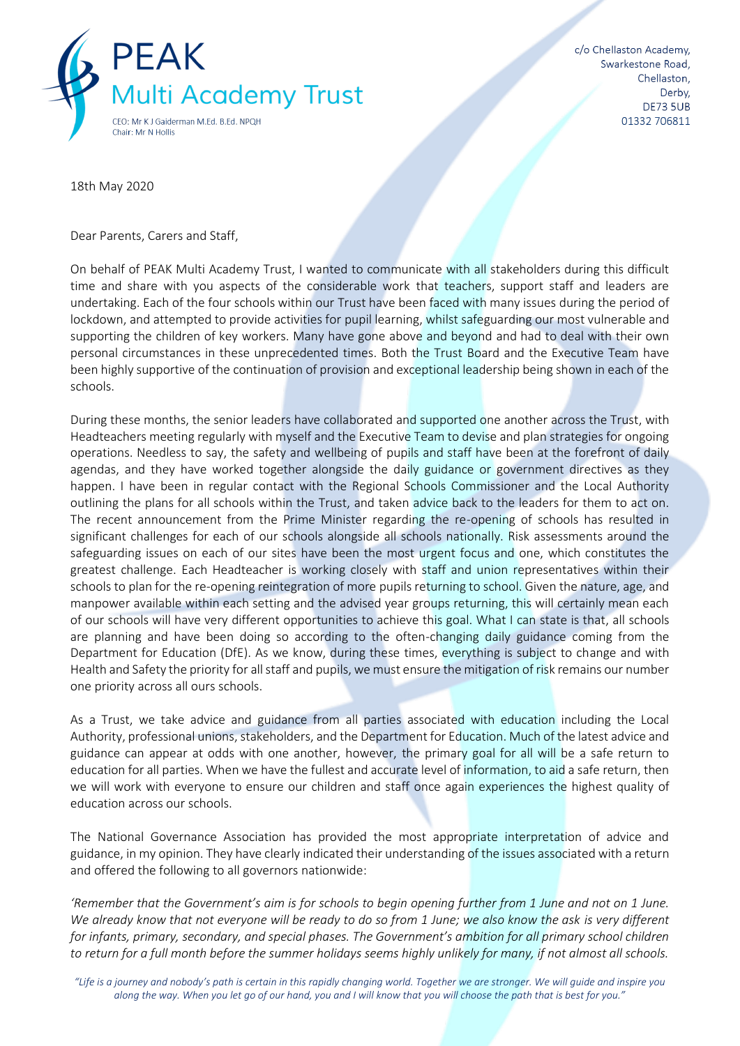PEAK
Multi Academy Trust

CEO: Mr K J Gaiderman M.Ed. B.Ed. NPQH
Chair: Mr N Hollis

c/o Chellaston Academy,
Swarkestone Road,
Chellaston,
Derby,
DE73 5UB
01332 706811

18th May 2020

Dear Parents, Carers and Staff,

On behalf of PEAK Multi Academy Trust, I wanted to communicate with all stakeholders during this difficult time and share with you aspects of the considerable work that teachers, support staff and leaders are undertaking. Each of the four schools within our Trust have been faced with many issues during the period of lockdown, and attempted to provide activities for pupil learning, whilst safeguarding our most vulnerable and supporting the children of key workers. Many have gone above and beyond and had to deal with their own personal circumstances in these unprecedented times. Both the Trust Board and the Executive Team have been highly supportive of the continuation of provision and exceptional leadership being shown in each of the schools.

During these months, the senior leaders have collaborated and supported one another across the Trust, with Headteachers meeting regularly with myself and the Executive Team to devise and plan strategies for ongoing operations. Needless to say, the safety and wellbeing of pupils and staff have been at the forefront of daily agendas, and they have worked together alongside the daily guidance or government directives as they happen. I have been in regular contact with the Regional Schools Commissioner and the Local Authority outlining the plans for all schools within the Trust, and taken advice back to the leaders for them to act on. The recent announcement from the Prime Minister regarding the re-opening of schools has resulted in significant challenges for each of our schools alongside all schools nationally. Risk assessments around the safeguarding issues on each of our sites have been the most urgent focus and one, which constitutes the greatest challenge. Each Headteacher is working closely with staff and union representatives within their schools to plan for the re-opening reintegration of more pupils returning to school. Given the nature, age, and manpower available within each setting and the advised year groups returning, this will certainly mean each of our schools will have very different opportunities to achieve this goal. What I can state is that, all schools are planning and have been doing so according to the often-changing daily guidance coming from the Department for Education (DfE). As we know, during these times, everything is subject to change and with Health and Safety the priority for all staff and pupils, we must ensure the mitigation of risk remains our number one priority across all ours schools.

As a Trust, we take advice and guidance from all parties associated with education including the Local Authority, professional unions, stakeholders, and the Department for Education. Much of the latest advice and guidance can appear at odds with one another, however, the primary goal for all will be a safe return to education for all parties. When we have the fullest and accurate level of information, to aid a safe return, then we will work with everyone to ensure our children and staff once again experiences the highest quality of education across our schools.

The National Governance Association has provided the most appropriate interpretation of advice and guidance, in my opinion. They have clearly indicated their understanding of the issues associated with a return and offered the following to all governors nationwide:

*'Remember that the Government's aim is for schools to begin opening further from 1 June and not on 1 June. We already know that not everyone will be ready to do so from 1 June; we also know the ask is very different for infants, primary, secondary, and special phases. The Government's ambition for all primary school children to return for a full month before the summer holidays seems highly unlikely for many, if not almost all schools.*

*"Life is a journey and nobody's path is certain in this rapidly changing world. Together we are stronger. We will guide and inspire you along the way. When you let go of our hand, you and I will know that you will choose the path that is best for you."*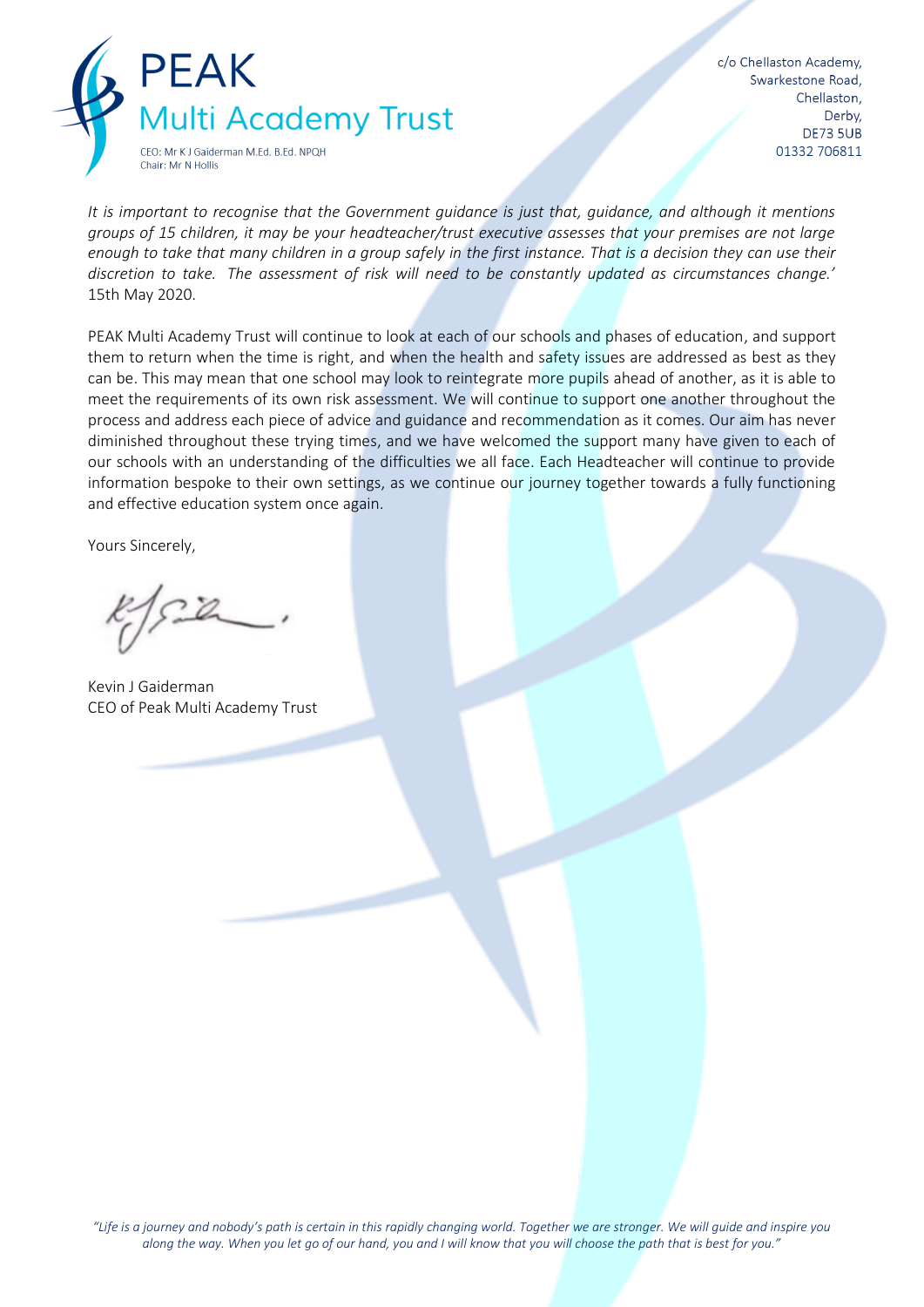*It is important to recognise that the Government guidance is just that, guidance, and although it mentions groups of 15 children, it may be your headteacher/trust executive assesses that your premises are not large enough to take that many children in a group safely in the first instance. That is a decision they can use their discretion to take. The assessment of risk will need to be constantly updated as circumstances change.'* 15th May 2020.

PEAK Multi Academy Trust will continue to look at each of our schools and phases of education, and support them to return when the time is right, and when the health and safety issues are addressed as best as they can be. This may mean that one school may look to reintegrate more pupils ahead of another, as it is able to meet the requirements of its own risk assessment. We will continue to support one another throughout the process and address each piece of advice and guidance and recommendation as it comes. Our aim has never diminished throughout these trying times, and we have welcomed the support many have given to each of our schools with an understanding of the difficulties we all face. Each Headteacher will continue to provide information bespoke to their own settings, as we continue our journey together towards a fully functioning and effective education system once again.

Yours Sincerely,

Kevin J Gaiderman
CEO of Peak Multi Academy Trust

*"Life is a journey and nobody's path is certain in this rapidly changing world. Together we are stronger. We will guide and inspire you along the way. When you let go of our hand, you and I will know that you will choose the path that is best for you."*